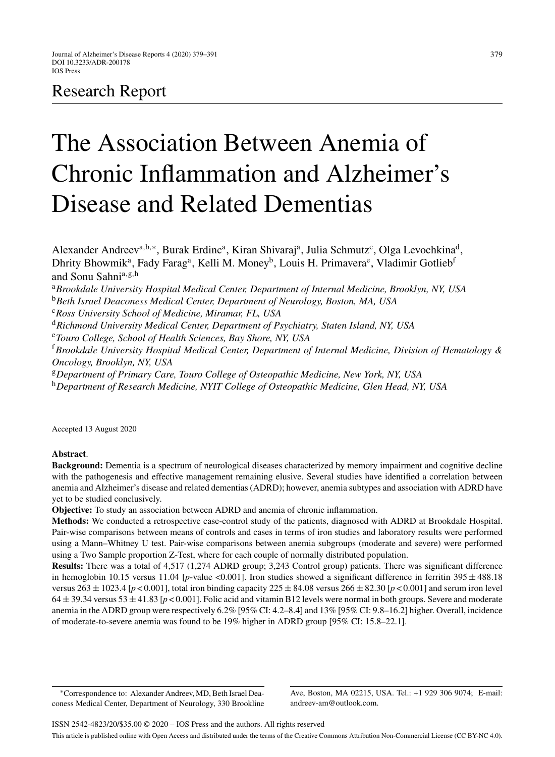Research Report

# The Association Between Anemia of Chronic Inflammation and Alzheimer's Disease and Related Dementias

Alexander Andreev[a,b,*], Burak Erdinc[a], Kiran Shivaraj[a], Julia Schmutz[c], Olga Levochkina[d], Dhrity Bhowmik[a], Fady Farag[a], Kelli M. Money[b], Louis H. Primavera[e], Vladimir Gotlieb[f] and Sonu Sahni[a,g,h]

[a] *Brookdale University Hospital Medical Center, Department of Internal Medicine, Brooklyn, NY, USA*
[b] *Beth Israel Deaconess Medical Center, Department of Neurology, Boston, MA, USA*
[c] *Ross University School of Medicine, Miramar, FL, USA*
[d] *Richmond University Medical Center, Department of Psychiatry, Staten Island, NY, USA*
[e] *Touro College, School of Health Sciences, Bay Shore, NY, USA*
[f] *Brookdale University Hospital Medical Center, Department of Internal Medicine, Division of Hematology & Oncology, Brooklyn, NY, USA*
[g] *Department of Primary Care, Touro College of Osteopathic Medicine, New York, NY, USA*
[h] *Department of Research Medicine, NYIT College of Osteopathic Medicine, Glen Head, NY, USA*

Accepted 13 August 2020

**Abstract**.

**Background:** Dementia is a spectrum of neurological diseases characterized by memory impairment and cognitive decline with the pathogenesis and effective management remaining elusive. Several studies have identified a correlation between anemia and Alzheimer's disease and related dementias (ADRD); however, anemia subtypes and association with ADRD have yet to be studied conclusively.

**Objective:** To study an association between ADRD and anemia of chronic inflammation.

**Methods:** We conducted a retrospective case-control study of the patients, diagnosed with ADRD at Brookdale Hospital. Pair-wise comparisons between means of controls and cases in terms of iron studies and laboratory results were performed using a Mann–Whitney U test. Pair-wise comparisons between anemia subgroups (moderate and severe) were performed using a Two Sample proportion Z-Test, where for each couple of normally distributed population.

**Results:** There was a total of 4,517 (1,274 ADRD group; 3,243 Control group) patients. There was significant difference in hemoglobin 10.15 versus 11.04 [*p*-value <0.001]. Iron studies showed a significant difference in ferritin $395 \pm 488.18$ versus $263 \pm 1023.4$ [$p < 0.001$], total iron binding capacity $225 \pm 84.08$ versus $266 \pm 82.30$ [$p < 0.001$] and serum iron level $64 \pm 39.34$ versus $53 \pm 41.83$ [$p < 0.001$]. Folic acid and vitamin B12 levels were normal in both groups. Severe and moderate anemia in the ADRD group were respectively 6.2% [95% CI: 4.2–8.4] and 13% [95% CI: 9.8–16.2] higher. Overall, incidence of moderate-to-severe anemia was found to be 19% higher in ADRD group [95% CI: 15.8–22.1].

*Correspondence to: Alexander Andreev, MD, Beth Israel Deaconess Medical Center, Department of Neurology, 330 Brookline Ave, Boston, MA 02215, USA. Tel.: +1 929 306 9074; E-mail: andreev-am@outlook.com.

ISSN 2542-4823/20/$35.00 © 2020 – IOS Press and the authors. All rights reserved

This article is published online with Open Access and distributed under the terms of the Creative Commons Attribution Non-Commercial License (CC BY-NC 4.0).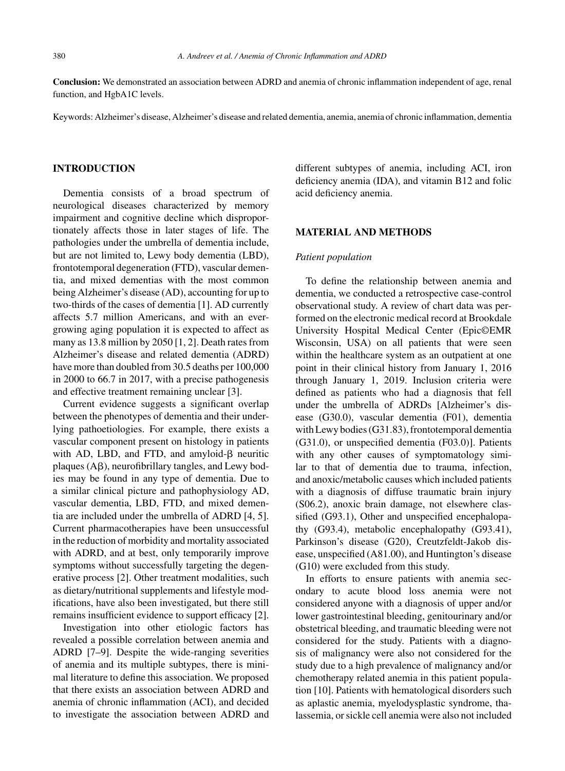**Conclusion:** We demonstrated an association between ADRD and anemia of chronic inflammation independent of age, renal function, and HgbA1C levels.

Keywords: Alzheimer's disease, Alzheimer's disease and related dementia, anemia, anemia of chronic inflammation, dementia

## INTRODUCTION

Dementia consists of a broad spectrum of neurological diseases characterized by memory impairment and cognitive decline which disproportionately affects those in later stages of life. The pathologies under the umbrella of dementia include, but are not limited to, Lewy body dementia (LBD), frontotemporal degeneration (FTD), vascular dementia, and mixed dementias with the most common being Alzheimer's disease (AD), accounting for up to two-thirds of the cases of dementia [1]. AD currently affects 5.7 million Americans, and with an ever-growing aging population it is expected to affect as many as 13.8 million by 2050 [1, 2]. Death rates from Alzheimer's disease and related dementia (ADRD) have more than doubled from 30.5 deaths per 100,000 in 2000 to 66.7 in 2017, with a precise pathogenesis and effective treatment remaining unclear [3].

Current evidence suggests a significant overlap between the phenotypes of dementia and their underlying pathoetiologies. For example, there exists a vascular component present on histology in patients with AD, LBD, and FTD, and amyloid-β neuritic plaques (Aβ), neurofibrillary tangles, and Lewy bodies may be found in any type of dementia. Due to a similar clinical picture and pathophysiology AD, vascular dementia, LBD, FTD, and mixed dementia are included under the umbrella of ADRD [4, 5]. Current pharmacotherapies have been unsuccessful in the reduction of morbidity and mortality associated with ADRD, and at best, only temporarily improve symptoms without successfully targeting the degenerative process [2]. Other treatment modalities, such as dietary/nutritional supplements and lifestyle modifications, have also been investigated, but there still remains insufficient evidence to support efficacy [2].

Investigation into other etiologic factors has revealed a possible correlation between anemia and ADRD [7–9]. Despite the wide-ranging severities of anemia and its multiple subtypes, there is minimal literature to define this association. We proposed that there exists an association between ADRD and anemia of chronic inflammation (ACI), and decided to investigate the association between ADRD and different subtypes of anemia, including ACI, iron deficiency anemia (IDA), and vitamin B12 and folic acid deficiency anemia.

## MATERIAL AND METHODS

### *Patient population*

To define the relationship between anemia and dementia, we conducted a retrospective case-control observational study. A review of chart data was performed on the electronic medical record at Brookdale University Hospital Medical Center (Epic©EMR Wisconsin, USA) on all patients that were seen within the healthcare system as an outpatient at one point in their clinical history from January 1, 2016 through January 1, 2019. Inclusion criteria were defined as patients who had a diagnosis that fell under the umbrella of ADRDs [Alzheimer's disease (G30.0), vascular dementia (F01), dementia with Lewy bodies (G31.83), frontotemporal dementia (G31.0), or unspecified dementia (F03.0)]. Patients with any other causes of symptomatology similar to that of dementia due to trauma, infection, and anoxic/metabolic causes which included patients with a diagnosis of diffuse traumatic brain injury (S06.2), anoxic brain damage, not elsewhere classified (G93.1), Other and unspecified encephalopathy (G93.4), metabolic encephalopathy (G93.41), Parkinson's disease (G20), Creutzfeldt-Jakob disease, unspecified (A81.00), and Huntington's disease (G10) were excluded from this study.

In efforts to ensure patients with anemia secondary to acute blood loss anemia were not considered anyone with a diagnosis of upper and/or lower gastrointestinal bleeding, genitourinary and/or obstetrical bleeding, and traumatic bleeding were not considered for the study. Patients with a diagnosis of malignancy were also not considered for the study due to a high prevalence of malignancy and/or chemotherapy related anemia in this patient population [10]. Patients with hematological disorders such as aplastic anemia, myelodysplastic syndrome, thalassemia, or sickle cell anemia were also not included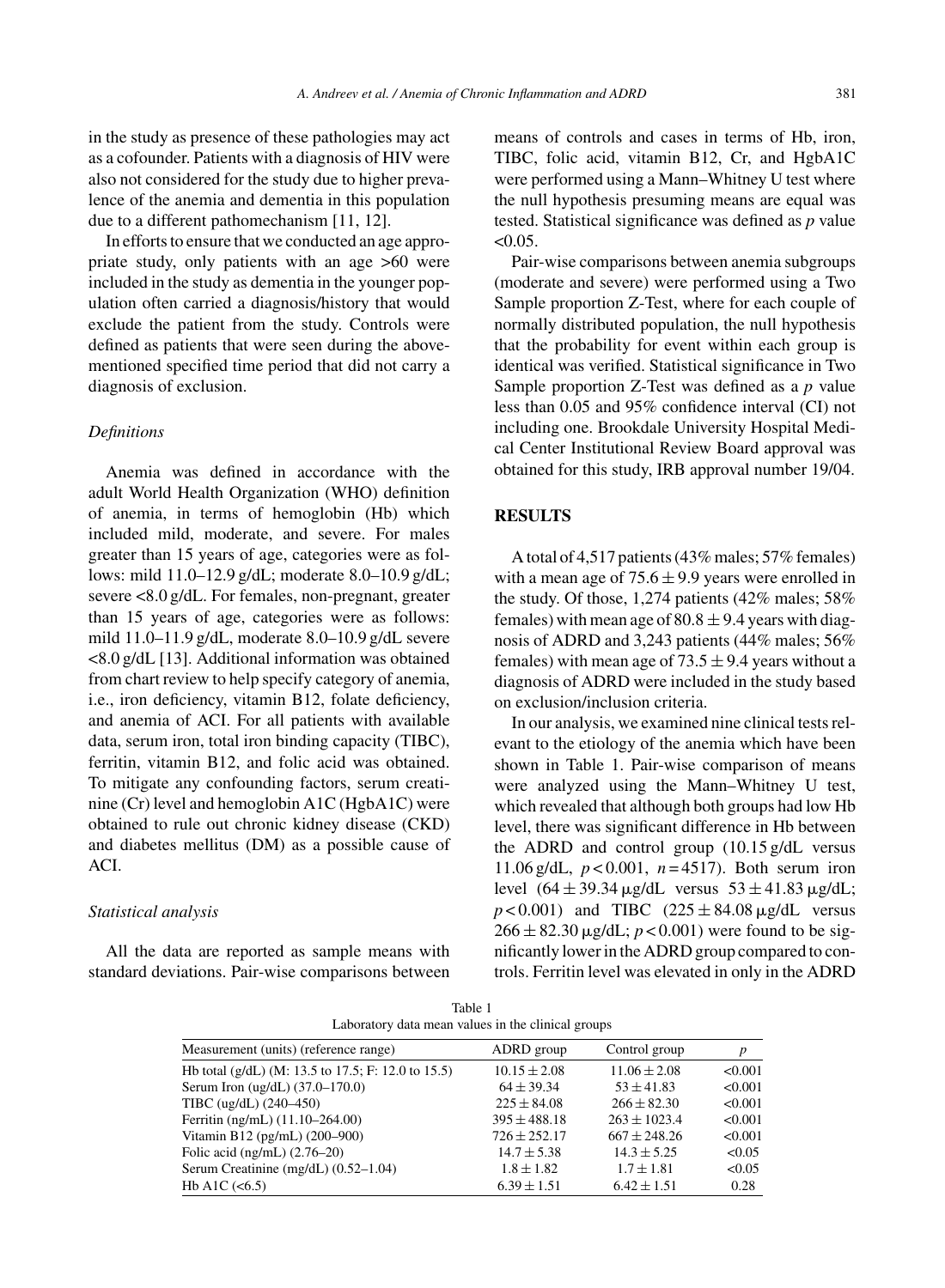in the study as presence of these pathologies may act as a cofounder. Patients with a diagnosis of HIV were also not considered for the study due to higher prevalence of the anemia and dementia in this population due to a different pathomechanism [11, 12].

In efforts to ensure that we conducted an age appropriate study, only patients with an age >60 were included in the study as dementia in the younger population often carried a diagnosis/history that would exclude the patient from the study. Controls were defined as patients that were seen during the above-mentioned specified time period that did not carry a diagnosis of exclusion.

### *Definitions*

Anemia was defined in accordance with the adult World Health Organization (WHO) definition of anemia, in terms of hemoglobin (Hb) which included mild, moderate, and severe. For males greater than 15 years of age, categories were as follows: mild 11.0–12.9 g/dL; moderate 8.0–10.9 g/dL; severe <8.0 g/dL. For females, non-pregnant, greater than 15 years of age, categories were as follows: mild 11.0–11.9 g/dL, moderate 8.0–10.9 g/dL severe <8.0 g/dL [13]. Additional information was obtained from chart review to help specify category of anemia, i.e., iron deficiency, vitamin B12, folate deficiency, and anemia of ACI. For all patients with available data, serum iron, total iron binding capacity (TIBC), ferritin, vitamin B12, and folic acid was obtained. To mitigate any confounding factors, serum creatinine (Cr) level and hemoglobin A1C (HgbA1C) were obtained to rule out chronic kidney disease (CKD) and diabetes mellitus (DM) as a possible cause of ACI.

### *Statistical analysis*

All the data are reported as sample means with standard deviations. Pair-wise comparisons between means of controls and cases in terms of Hb, iron, TIBC, folic acid, vitamin B12, Cr, and HgbA1C were performed using a Mann–Whitney U test where the null hypothesis presuming means are equal was tested. Statistical significance was defined as $p$ value <0.05.

Pair-wise comparisons between anemia subgroups (moderate and severe) were performed using a Two Sample proportion Z-Test, where for each couple of normally distributed population, the null hypothesis that the probability for event within each group is identical was verified. Statistical significance in Two Sample proportion Z-Test was defined as a $p$ value less than 0.05 and 95% confidence interval (CI) not including one. Brookdale University Hospital Medical Center Institutional Review Board approval was obtained for this study, IRB approval number 19/04.

## RESULTS

A total of 4,517 patients (43% males; 57% females) with a mean age of $75.6 \pm 9.9$ years were enrolled in the study. Of those, 1,274 patients (42% males; 58% females) with mean age of $80.8 \pm 9.4$ years with diagnosis of ADRD and 3,243 patients (44% males; 56% females) with mean age of $73.5 \pm 9.4$ years without a diagnosis of ADRD were included in the study based on exclusion/inclusion criteria.

In our analysis, we examined nine clinical tests relevant to the etiology of the anemia which have been shown in Table 1. Pair-wise comparison of means were analyzed using the Mann–Whitney U test, which revealed that although both groups had low Hb level, there was significant difference in Hb between the ADRD and control group (10.15 g/dL versus 11.06 g/dL, $p < 0.001$, $n = 4517$). Both serum iron level ($64 \pm 39.34$ μg/dL versus $53 \pm 41.83$ μg/dL; $p < 0.001$) and TIBC ($225 \pm 84.08$ μg/dL versus $266 \pm 82.30$ μg/dL; $p < 0.001$) were found to be significantly lower in the ADRD group compared to controls. Ferritin level was elevated in only in the ADRD

Table 1
Laboratory data mean values in the clinical groups

| Measurement (units) (reference range) | ADRD group | Control group | $p$ |
|---|---|---|---|
| Hb total (g/dL) (M: 13.5 to 17.5; F: 12.0 to 15.5) | $10.15 \pm 2.08$ | $11.06 \pm 2.08$ | <0.001 |
| Serum Iron (ug/dL) (37.0–170.0) | $64 \pm 39.34$ | $53 \pm 41.83$ | <0.001 |
| TIBC (ug/dL) (240–450) | $225 \pm 84.08$ | $266 \pm 82.30$ | <0.001 |
| Ferritin (ng/mL) (11.10–264.00) | $395 \pm 488.18$ | $263 \pm 1023.4$ | <0.001 |
| Vitamin B12 (pg/mL) (200–900) | $726 \pm 252.17$ | $667 \pm 248.26$ | <0.001 |
| Folic acid (ng/mL) (2.76–20) | $14.7 \pm 5.38$ | $14.3 \pm 5.25$ | <0.05 |
| Serum Creatinine (mg/dL) (0.52–1.04) | $1.8 \pm 1.82$ | $1.7 \pm 1.81$ | <0.05 |
| Hb A1C (<6.5) | $6.39 \pm 1.51$ | $6.42 \pm 1.51$ | 0.28 |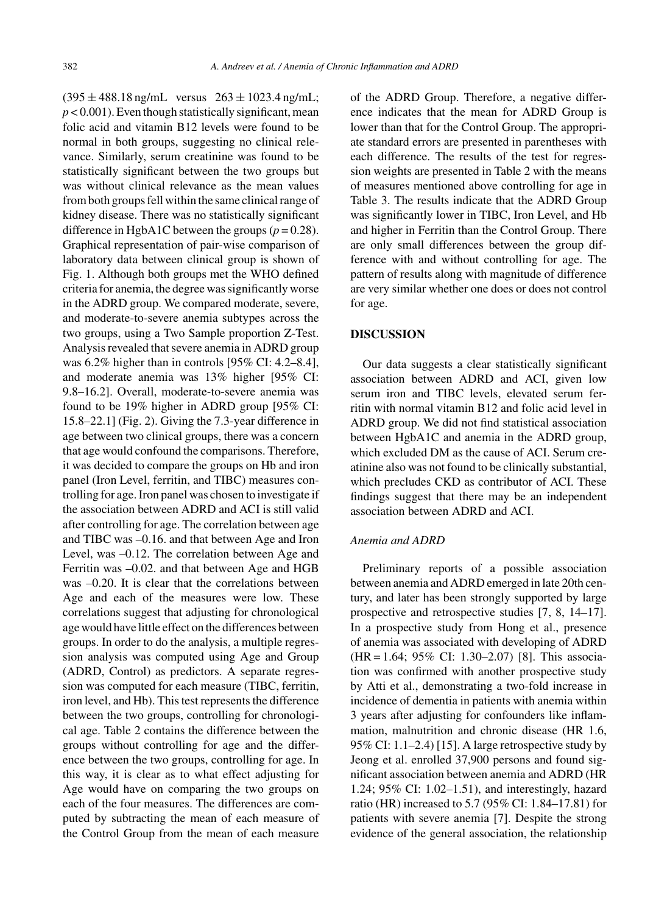(395 ± 488.18 ng/mL versus 263 ± 1023.4 ng/mL; $p < 0.001$). Even though statistically significant, mean folic acid and vitamin B12 levels were found to be normal in both groups, suggesting no clinical relevance. Similarly, serum creatinine was found to be statistically significant between the two groups but was without clinical relevance as the mean values from both groups fell within the same clinical range of kidney disease. There was no statistically significant difference in HgbA1C between the groups ($p = 0.28$). Graphical representation of pair-wise comparison of laboratory data between clinical group is shown of Fig. 1. Although both groups met the WHO defined criteria for anemia, the degree was significantly worse in the ADRD group. We compared moderate, severe, and moderate-to-severe anemia subtypes across the two groups, using a Two Sample proportion Z-Test. Analysis revealed that severe anemia in ADRD group was 6.2% higher than in controls [95% CI: 4.2–8.4], and moderate anemia was 13% higher [95% CI: 9.8–16.2]. Overall, moderate-to-severe anemia was found to be 19% higher in ADRD group [95% CI: 15.8–22.1] (Fig. 2). Giving the 7.3-year difference in age between two clinical groups, there was a concern that age would confound the comparisons. Therefore, it was decided to compare the groups on Hb and iron panel (Iron Level, ferritin, and TIBC) measures controlling for age. Iron panel was chosen to investigate if the association between ADRD and ACI is still valid after controlling for age. The correlation between age and TIBC was –0.16. and that between Age and Iron Level, was –0.12. The correlation between Age and Ferritin was –0.02. and that between Age and HGB was –0.20. It is clear that the correlations between Age and each of the measures were low. These correlations suggest that adjusting for chronological age would have little effect on the differences between groups. In order to do the analysis, a multiple regression analysis was computed using Age and Group (ADRD, Control) as predictors. A separate regression was computed for each measure (TIBC, ferritin, iron level, and Hb). This test represents the difference between the two groups, controlling for chronological age. Table 2 contains the difference between the groups without controlling for age and the difference between the two groups, controlling for age. In this way, it is clear as to what effect adjusting for Age would have on comparing the two groups on each of the four measures. The differences are computed by subtracting the mean of each measure of the Control Group from the mean of each measure of the ADRD Group. Therefore, a negative difference indicates that the mean for ADRD Group is lower than that for the Control Group. The appropriate standard errors are presented in parentheses with each difference. The results of the test for regression weights are presented in Table 2 with the means of measures mentioned above controlling for age in Table 3. The results indicate that the ADRD Group was significantly lower in TIBC, Iron Level, and Hb and higher in Ferritin than the Control Group. There are only small differences between the group difference with and without controlling for age. The pattern of results along with magnitude of difference are very similar whether one does or does not control for age.

## DISCUSSION

Our data suggests a clear statistically significant association between ADRD and ACI, given low serum iron and TIBC levels, elevated serum ferritin with normal vitamin B12 and folic acid level in ADRD group. We did not find statistical association between HgbA1C and anemia in the ADRD group, which excluded DM as the cause of ACI. Serum creatinine also was not found to be clinically substantial, which precludes CKD as contributor of ACI. These findings suggest that there may be an independent association between ADRD and ACI.

### *Anemia and ADRD*

Preliminary reports of a possible association between anemia and ADRD emerged in late 20th century, and later has been strongly supported by large prospective and retrospective studies [7, 8, 14–17]. In a prospective study from Hong et al., presence of anemia was associated with developing of ADRD (HR = 1.64; 95% CI: 1.30–2.07) [8]. This association was confirmed with another prospective study by Atti et al., demonstrating a two-fold increase in incidence of dementia in patients with anemia within 3 years after adjusting for confounders like inflammation, malnutrition and chronic disease (HR 1.6, 95% CI: 1.1–2.4) [15]. A large retrospective study by Jeong et al. enrolled 37,900 persons and found significant association between anemia and ADRD (HR 1.24; 95% CI: 1.02–1.51), and interestingly, hazard ratio (HR) increased to 5.7 (95% CI: 1.84–17.81) for patients with severe anemia [7]. Despite the strong evidence of the general association, the relationship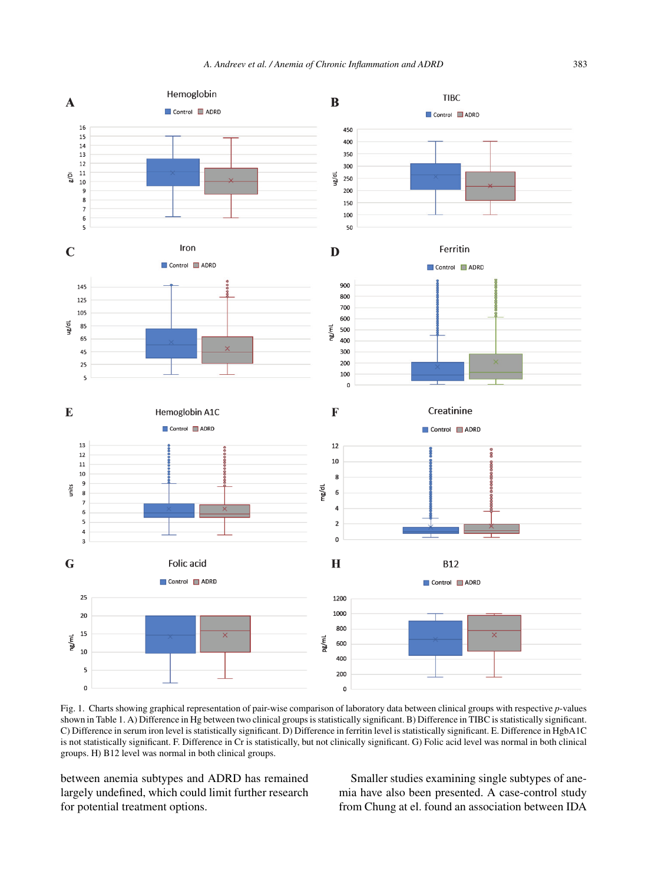Fig. 1. Charts showing graphical representation of pair-wise comparison of laboratory data between clinical groups with respective *p*-values shown in Table 1. A) Difference in Hg between two clinical groups is statistically significant. B) Difference in TIBC is statistically significant. C) Difference in serum iron level is statistically significant. D) Difference in ferritin level is statistically significant. E. Difference in HgbA1C is not statistically significant. F. Difference in Cr is statistically, but not clinically significant. G) Folic acid level was normal in both clinical groups. H) B12 level was normal in both clinical groups.

between anemia subtypes and ADRD has remained largely undefined, which could limit further research for potential treatment options.

Smaller studies examining single subtypes of anemia have also been presented. A case-control study from Chung at el. found an association between IDA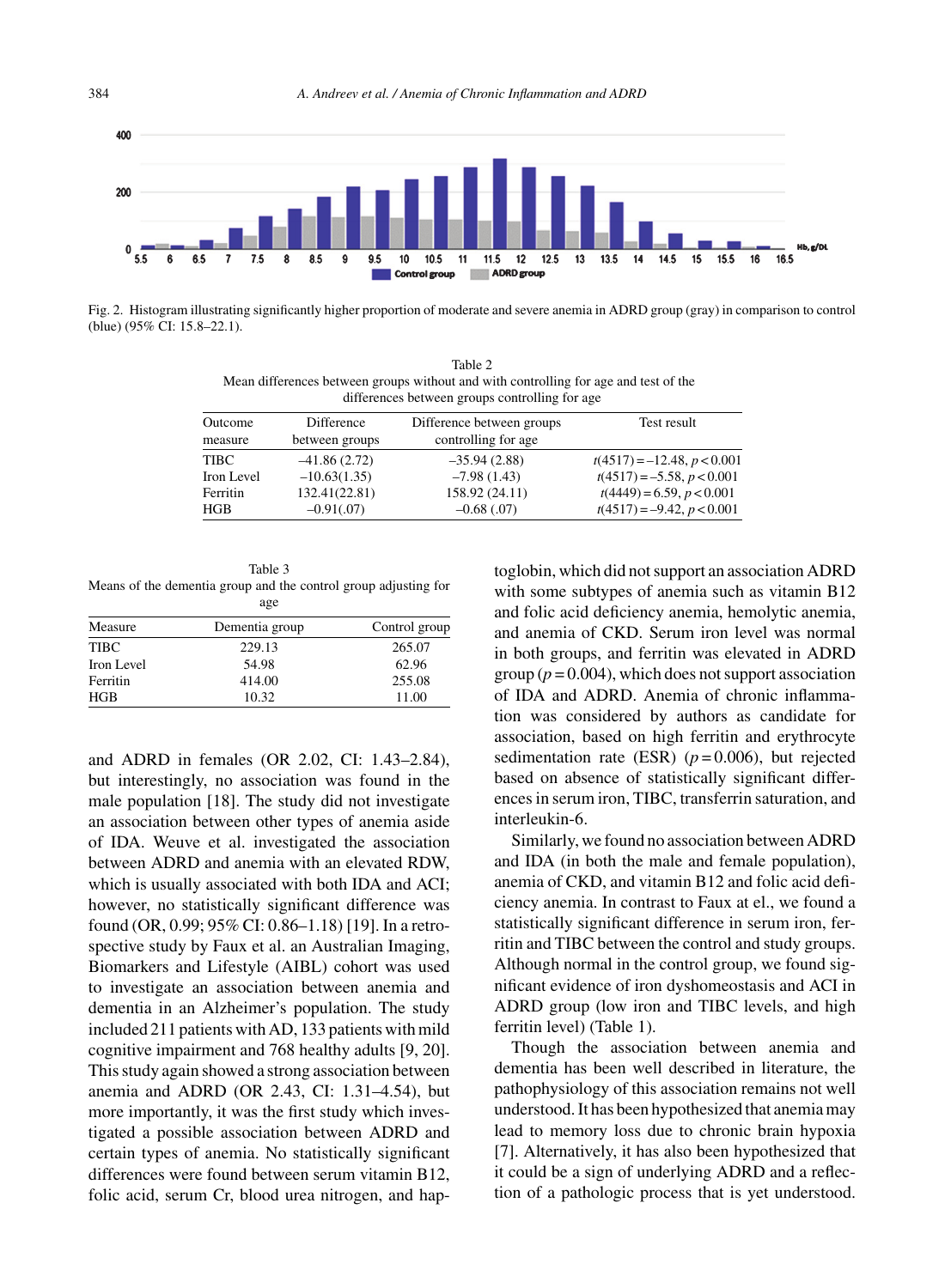Fig. 2. Histogram illustrating significantly higher proportion of moderate and severe anemia in ADRD group (gray) in comparison to control (blue) (95% CI: 15.8–22.1).

Table 2
Mean differences between groups without and with controlling for age and test of the differences between groups controlling for age

| Outcome measure | Difference between groups | Difference between groups controlling for age | Test result |
|---|---|---|---|
| TIBC | –41.86 (2.72) | –35.94 (2.88) | $t(4517) = -12.48$, $p < 0.001$ |
| Iron Level | –10.63(1.35) | –7.98 (1.43) | $t(4517) = -5.58$, $p < 0.001$ |
| Ferritin | 132.41(22.81) | 158.92 (24.11) | $t(4449) = 6.59$, $p < 0.001$ |
| HGB | –0.91(.07) | –0.68 (.07) | $t(4517) = -9.42$, $p < 0.001$ |

Table 3
Means of the dementia group and the control group adjusting for age

| Measure | Dementia group | Control group |
|---|---|---|
| TIBC | 229.13 | 265.07 |
| Iron Level | 54.98 | 62.96 |
| Ferritin | 414.00 | 255.08 |
| HGB | 10.32 | 11.00 |

and ADRD in females (OR 2.02, CI: 1.43–2.84), but interestingly, no association was found in the male population [18]. The study did not investigate an association between other types of anemia aside of IDA. Weuve et al. investigated the association between ADRD and anemia with an elevated RDW, which is usually associated with both IDA and ACI; however, no statistically significant difference was found (OR, 0.99; 95% CI: 0.86–1.18) [19]. In a retrospective study by Faux et al. an Australian Imaging, Biomarkers and Lifestyle (AIBL) cohort was used to investigate an association between anemia and dementia in an Alzheimer's population. The study included 211 patients with AD, 133 patients with mild cognitive impairment and 768 healthy adults [9, 20]. This study again showed a strong association between anemia and ADRD (OR 2.43, CI: 1.31–4.54), but more importantly, it was the first study which investigated a possible association between ADRD and certain types of anemia. No statistically significant differences were found between serum vitamin B12, folic acid, serum Cr, blood urea nitrogen, and haptoglobin, which did not support an association ADRD with some subtypes of anemia such as vitamin B12 and folic acid deficiency anemia, hemolytic anemia, and anemia of CKD. Serum iron level was normal in both groups, and ferritin was elevated in ADRD group ($p = 0.004$), which does not support association of IDA and ADRD. Anemia of chronic inflammation was considered by authors as candidate for association, based on high ferritin and erythrocyte sedimentation rate (ESR) ($p = 0.006$), but rejected based on absence of statistically significant differences in serum iron, TIBC, transferrin saturation, and interleukin-6.

Similarly, we found no association between ADRD and IDA (in both the male and female population), anemia of CKD, and vitamin B12 and folic acid deficiency anemia. In contrast to Faux at el., we found a statistically significant difference in serum iron, ferritin and TIBC between the control and study groups. Although normal in the control group, we found significant evidence of iron dyshomeostasis and ACI in ADRD group (low iron and TIBC levels, and high ferritin level) (Table 1).

Though the association between anemia and dementia has been well described in literature, the pathophysiology of this association remains not well understood. It has been hypothesized that anemia may lead to memory loss due to chronic brain hypoxia [7]. Alternatively, it has also been hypothesized that it could be a sign of underlying ADRD and a reflection of a pathologic process that is yet understood.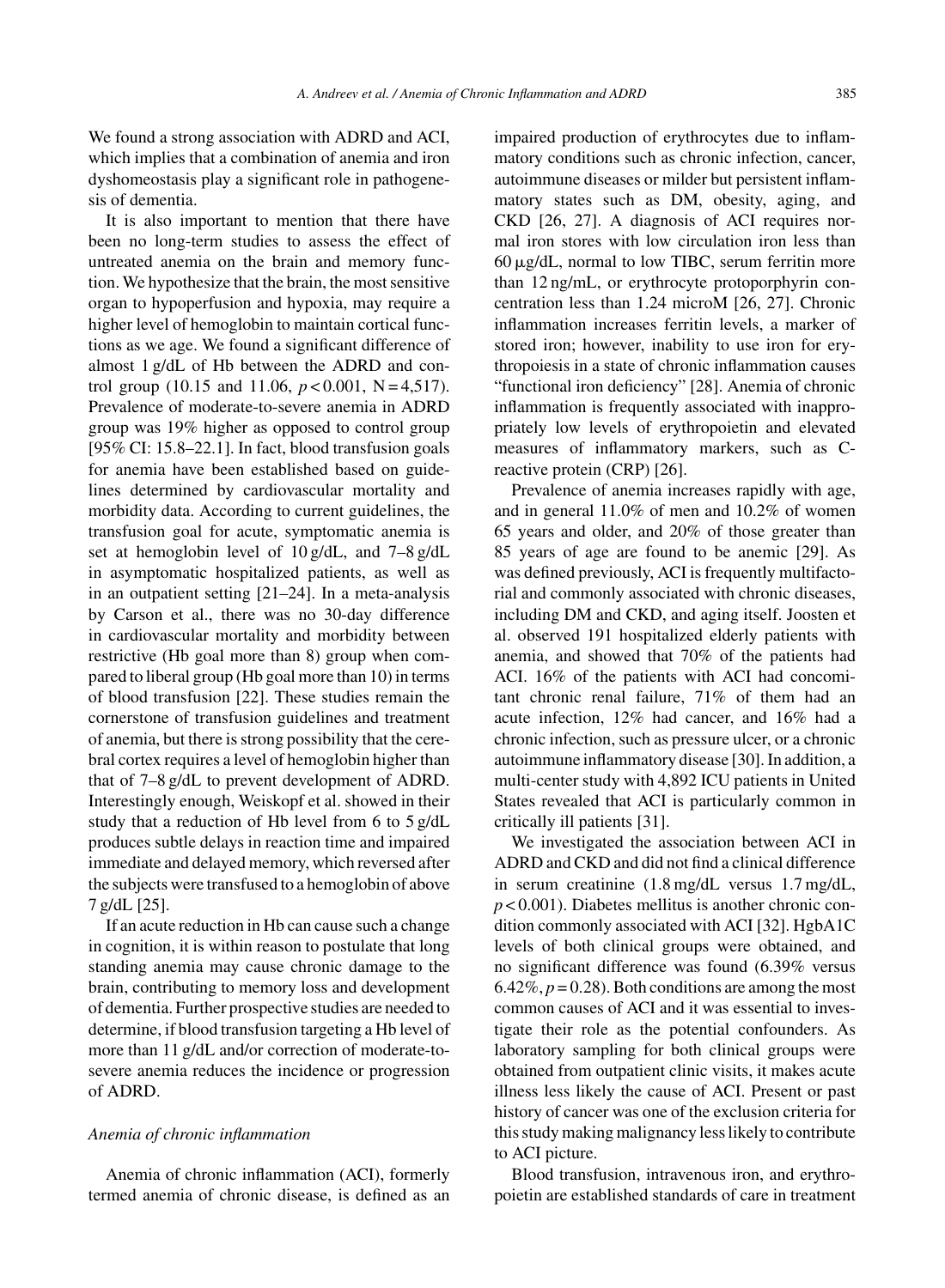We found a strong association with ADRD and ACI, which implies that a combination of anemia and iron dyshomeostasis play a significant role in pathogenesis of dementia.

It is also important to mention that there have been no long-term studies to assess the effect of untreated anemia on the brain and memory function. We hypothesize that the brain, the most sensitive organ to hypoperfusion and hypoxia, may require a higher level of hemoglobin to maintain cortical functions as we age. We found a significant difference of almost 1 g/dL of Hb between the ADRD and control group (10.15 and 11.06, $p < 0.001$, N = 4,517). Prevalence of moderate-to-severe anemia in ADRD group was 19% higher as opposed to control group [95% CI: 15.8–22.1]. In fact, blood transfusion goals for anemia have been established based on guidelines determined by cardiovascular mortality and morbidity data. According to current guidelines, the transfusion goal for acute, symptomatic anemia is set at hemoglobin level of 10 g/dL, and 7–8 g/dL in asymptomatic hospitalized patients, as well as in an outpatient setting [21–24]. In a meta-analysis by Carson et al., there was no 30-day difference in cardiovascular mortality and morbidity between restrictive (Hb goal more than 8) group when compared to liberal group (Hb goal more than 10) in terms of blood transfusion [22]. These studies remain the cornerstone of transfusion guidelines and treatment of anemia, but there is strong possibility that the cerebral cortex requires a level of hemoglobin higher than that of 7–8 g/dL to prevent development of ADRD. Interestingly enough, Weiskopf et al. showed in their study that a reduction of Hb level from 6 to 5 g/dL produces subtle delays in reaction time and impaired immediate and delayed memory, which reversed after the subjects were transfused to a hemoglobin of above 7 g/dL [25].

If an acute reduction in Hb can cause such a change in cognition, it is within reason to postulate that long standing anemia may cause chronic damage to the brain, contributing to memory loss and development of dementia. Further prospective studies are needed to determine, if blood transfusion targeting a Hb level of more than 11 g/dL and/or correction of moderate-to-severe anemia reduces the incidence or progression of ADRD.

### *Anemia of chronic inflammation*

Anemia of chronic inflammation (ACI), formerly termed anemia of chronic disease, is defined as an impaired production of erythrocytes due to inflammatory conditions such as chronic infection, cancer, autoimmune diseases or milder but persistent inflammatory states such as DM, obesity, aging, and CKD [26, 27]. A diagnosis of ACI requires normal iron stores with low circulation iron less than 60 μg/dL, normal to low TIBC, serum ferritin more than 12 ng/mL, or erythrocyte protoporphyrin concentration less than 1.24 microM [26, 27]. Chronic inflammation increases ferritin levels, a marker of stored iron; however, inability to use iron for erythropoiesis in a state of chronic inflammation causes "functional iron deficiency" [28]. Anemia of chronic inflammation is frequently associated with inappropriately low levels of erythropoietin and elevated measures of inflammatory markers, such as C-reactive protein (CRP) [26].

Prevalence of anemia increases rapidly with age, and in general 11.0% of men and 10.2% of women 65 years and older, and 20% of those greater than 85 years of age are found to be anemic [29]. As was defined previously, ACI is frequently multifactorial and commonly associated with chronic diseases, including DM and CKD, and aging itself. Joosten et al. observed 191 hospitalized elderly patients with anemia, and showed that 70% of the patients had ACI. 16% of the patients with ACI had concomitant chronic renal failure, 71% of them had an acute infection, 12% had cancer, and 16% had a chronic infection, such as pressure ulcer, or a chronic autoimmune inflammatory disease [30]. In addition, a multi-center study with 4,892 ICU patients in United States revealed that ACI is particularly common in critically ill patients [31].

We investigated the association between ACI in ADRD and CKD and did not find a clinical difference in serum creatinine (1.8 mg/dL versus 1.7 mg/dL, $p < 0.001$). Diabetes mellitus is another chronic condition commonly associated with ACI [32]. HgbA1C levels of both clinical groups were obtained, and no significant difference was found (6.39% versus 6.42%, $p = 0.28$). Both conditions are among the most common causes of ACI and it was essential to investigate their role as the potential confounders. As laboratory sampling for both clinical groups were obtained from outpatient clinic visits, it makes acute illness less likely the cause of ACI. Present or past history of cancer was one of the exclusion criteria for this study making malignancy less likely to contribute to ACI picture.

Blood transfusion, intravenous iron, and erythropoietin are established standards of care in treatment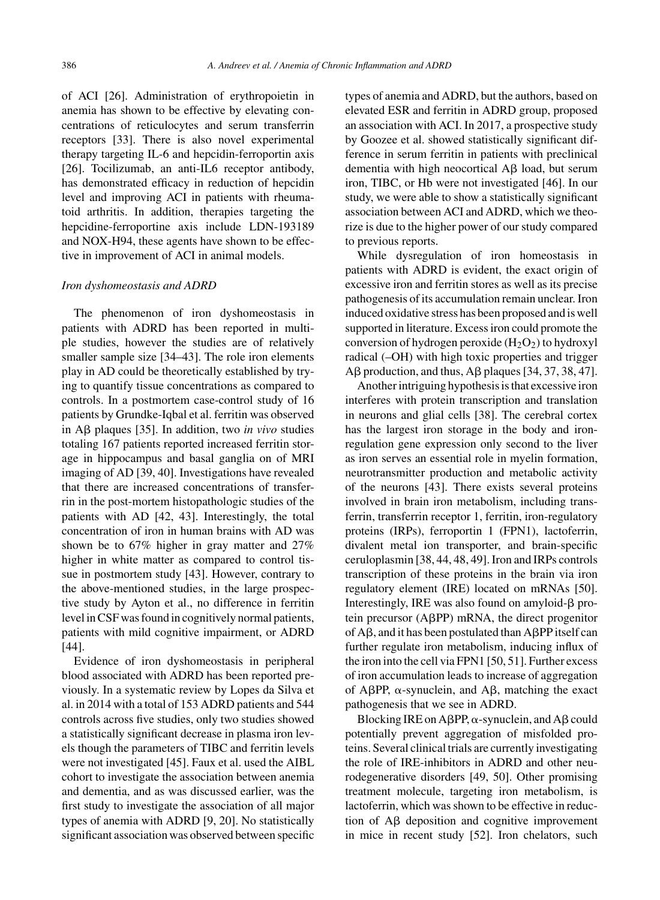of ACI [26]. Administration of erythropoietin in anemia has shown to be effective by elevating concentrations of reticulocytes and serum transferrin receptors [33]. There is also novel experimental therapy targeting IL-6 and hepcidin-ferroportin axis [26]. Tocilizumab, an anti-IL6 receptor antibody, has demonstrated efficacy in reduction of hepcidin level and improving ACI in patients with rheumatoid arthritis. In addition, therapies targeting the hepcidine-ferroportine axis include LDN-193189 and NOX-H94, these agents have shown to be effective in improvement of ACI in animal models.

*Iron dyshomeostasis and ADRD*

The phenomenon of iron dyshomeostasis in patients with ADRD has been reported in multiple studies, however the studies are of relatively smaller sample size [34–43]. The role iron elements play in AD could be theoretically established by trying to quantify tissue concentrations as compared to controls. In a postmortem case-control study of 16 patients by Grundke-Iqbal et al. ferritin was observed in Aβ plaques [35]. In addition, two *in vivo* studies totaling 167 patients reported increased ferritin storage in hippocampus and basal ganglia on of MRI imaging of AD [39, 40]. Investigations have revealed that there are increased concentrations of transferrin in the post-mortem histopathologic studies of the patients with AD [42, 43]. Interestingly, the total concentration of iron in human brains with AD was shown be to 67% higher in gray matter and 27% higher in white matter as compared to control tissue in postmortem study [43]. However, contrary to the above-mentioned studies, in the large prospective study by Ayton et al., no difference in ferritin level in CSF was found in cognitively normal patients, patients with mild cognitive impairment, or ADRD [44].

Evidence of iron dyshomeostasis in peripheral blood associated with ADRD has been reported previously. In a systematic review by Lopes da Silva et al. in 2014 with a total of 153 ADRD patients and 544 controls across five studies, only two studies showed a statistically significant decrease in plasma iron levels though the parameters of TIBC and ferritin levels were not investigated [45]. Faux et al. used the AIBL cohort to investigate the association between anemia and dementia, and as was discussed earlier, was the first study to investigate the association of all major types of anemia with ADRD [9, 20]. No statistically significant association was observed between specific types of anemia and ADRD, but the authors, based on elevated ESR and ferritin in ADRD group, proposed an association with ACI. In 2017, a prospective study by Goozee et al. showed statistically significant difference in serum ferritin in patients with preclinical dementia with high neocortical Aβ load, but serum iron, TIBC, or Hb were not investigated [46]. In our study, we were able to show a statistically significant association between ACI and ADRD, which we theorize is due to the higher power of our study compared to previous reports.

While dysregulation of iron homeostasis in patients with ADRD is evident, the exact origin of excessive iron and ferritin stores as well as its precise pathogenesis of its accumulation remain unclear. Iron induced oxidative stress has been proposed and is well supported in literature. Excess iron could promote the conversion of hydrogen peroxide ($H_2O_2$) to hydroxyl radical (–OH) with high toxic properties and trigger Aβ production, and thus, Aβ plaques [34, 37, 38, 47].

Another intriguing hypothesis is that excessive iron interferes with protein transcription and translation in neurons and glial cells [38]. The cerebral cortex has the largest iron storage in the body and iron-regulation gene expression only second to the liver as iron serves an essential role in myelin formation, neurotransmitter production and metabolic activity of the neurons [43]. There exists several proteins involved in brain iron metabolism, including transferrin, transferrin receptor 1, ferritin, iron-regulatory proteins (IRPs), ferroportin 1 (FPN1), lactoferrin, divalent metal ion transporter, and brain-specific ceruloplasmin [38, 44, 48, 49]. Iron and IRPs controls transcription of these proteins in the brain via iron regulatory element (IRE) located on mRNAs [50]. Interestingly, IRE was also found on amyloid-β protein precursor (AβPP) mRNA, the direct progenitor of Aβ, and it has been postulated than AβPP itself can further regulate iron metabolism, inducing influx of the iron into the cell via FPN1 [50, 51]. Further excess of iron accumulation leads to increase of aggregation of AβPP, α-synuclein, and Aβ, matching the exact pathogenesis that we see in ADRD.

Blocking IRE on AβPP, α-synuclein, and Aβ could potentially prevent aggregation of misfolded proteins. Several clinical trials are currently investigating the role of IRE-inhibitors in ADRD and other neurodegenerative disorders [49, 50]. Other promising treatment molecule, targeting iron metabolism, is lactoferrin, which was shown to be effective in reduction of Aβ deposition and cognitive improvement in mice in recent study [52]. Iron chelators, such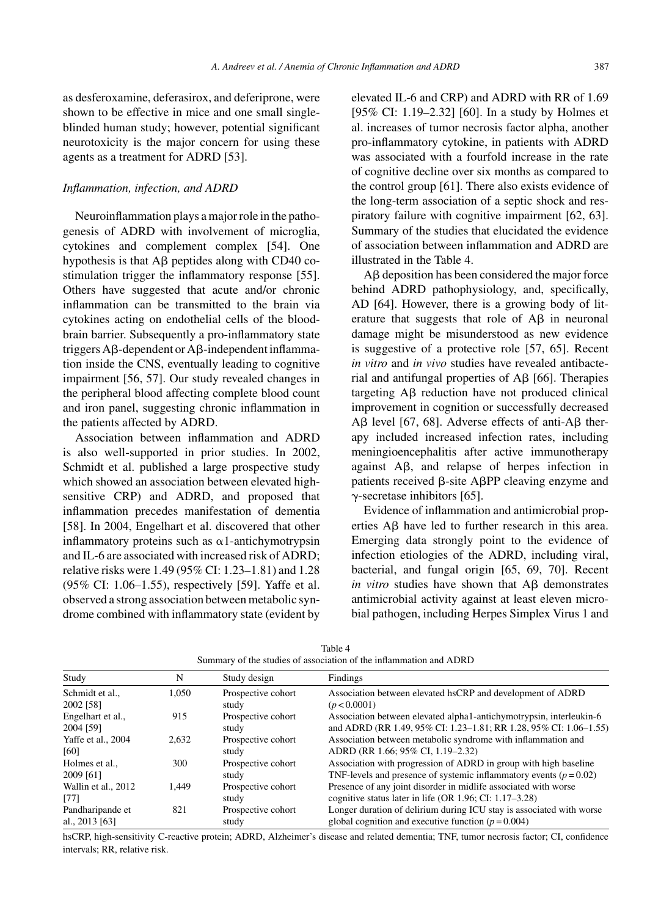as desferoxamine, deferasirox, and deferiprone, were shown to be effective in mice and one small single-blinded human study; however, potential significant neurotoxicity is the major concern for using these agents as a treatment for ADRD [53].

### *Inflammation, infection, and ADRD*

Neuroinflammation plays a major role in the pathogenesis of ADRD with involvement of microglia, cytokines and complement complex [54]. One hypothesis is that Aβ peptides along with CD40 co-stimulation trigger the inflammatory response [55]. Others have suggested that acute and/or chronic inflammation can be transmitted to the brain via cytokines acting on endothelial cells of the blood-brain barrier. Subsequently a pro-inflammatory state triggers Aβ-dependent or Aβ-independent inflammation inside the CNS, eventually leading to cognitive impairment [56, 57]. Our study revealed changes in the peripheral blood affecting complete blood count and iron panel, suggesting chronic inflammation in the patients affected by ADRD.

Association between inflammation and ADRD is also well-supported in prior studies. In 2002, Schmidt et al. published a large prospective study which showed an association between elevated high-sensitive CRP) and ADRD, and proposed that inflammation precedes manifestation of dementia [58]. In 2004, Engelhart et al. discovered that other inflammatory proteins such as α1-antichymotrypsin and IL-6 are associated with increased risk of ADRD; relative risks were 1.49 (95% CI: 1.23–1.81) and 1.28 (95% CI: 1.06–1.55), respectively [59]. Yaffe et al. observed a strong association between metabolic syndrome combined with inflammatory state (evident by elevated IL-6 and CRP) and ADRD with RR of 1.69 [95% CI: 1.19–2.32] [60]. In a study by Holmes et al. increases of tumor necrosis factor alpha, another pro-inflammatory cytokine, in patients with ADRD was associated with a fourfold increase in the rate of cognitive decline over six months as compared to the control group [61]. There also exists evidence of the long-term association of a septic shock and respiratory failure with cognitive impairment [62, 63]. Summary of the studies that elucidated the evidence of association between inflammation and ADRD are illustrated in the Table 4.

Aβ deposition has been considered the major force behind ADRD pathophysiology, and, specifically, AD [64]. However, there is a growing body of literature that suggests that role of Aβ in neuronal damage might be misunderstood as new evidence is suggestive of a protective role [57, 65]. Recent *in vitro* and *in vivo* studies have revealed antibacterial and antifungal properties of Aβ [66]. Therapies targeting Aβ reduction have not produced clinical improvement in cognition or successfully decreased Aβ level [67, 68]. Adverse effects of anti-Aβ therapy included increased infection rates, including meningioencephalitis after active immunotherapy against Aβ, and relapse of herpes infection in patients received β-site AβPP cleaving enzyme and γ-secretase inhibitors [65].

Evidence of inflammation and antimicrobial properties Aβ have led to further research in this area. Emerging data strongly point to the evidence of infection etiologies of the ADRD, including viral, bacterial, and fungal origin [65, 69, 70]. Recent *in vitro* studies have shown that Aβ demonstrates antimicrobial activity against at least eleven microbial pathogen, including Herpes Simplex Virus 1 and

Table 4
Summary of the studies of association of the inflammation and ADRD

| Study | N | Study design | Findings |
|---|---|---|---|
| Schmidt et al., 2002 [58] | 1,050 | Prospective cohort study | Association between elevated hsCRP and development of ADRD ($p < 0.0001$) |
| Engelhart et al., 2004 [59] | 915 | Prospective cohort study | Association between elevated alpha1-antichymotrypsin, interleukin-6 and ADRD (RR 1.49, 95% CI: 1.23–1.81; RR 1.28, 95% CI: 1.06–1.55) |
| Yaffe et al., 2004 [60] | 2,632 | Prospective cohort study | Association between metabolic syndrome with inflammation and ADRD (RR 1.66; 95% CI, 1.19–2.32) |
| Holmes et al., 2009 [61] | 300 | Prospective cohort study | Association with progression of ADRD in group with high baseline TNF-levels and presence of systemic inflammatory events ($p = 0.02$) |
| Wallin et al., 2012 [77] | 1,449 | Prospective cohort study | Presence of any joint disorder in midlife associated with worse cognitive status later in life (OR 1.96; CI: 1.17–3.28) |
| Pandharipande et al., 2013 [63] | 821 | Prospective cohort study | Longer duration of delirium during ICU stay is associated with worse global cognition and executive function ($p = 0.004$) |

hsCRP, high-sensitivity C-reactive protein; ADRD, Alzheimer's disease and related dementia; TNF, tumor necrosis factor; CI, confidence intervals; RR, relative risk.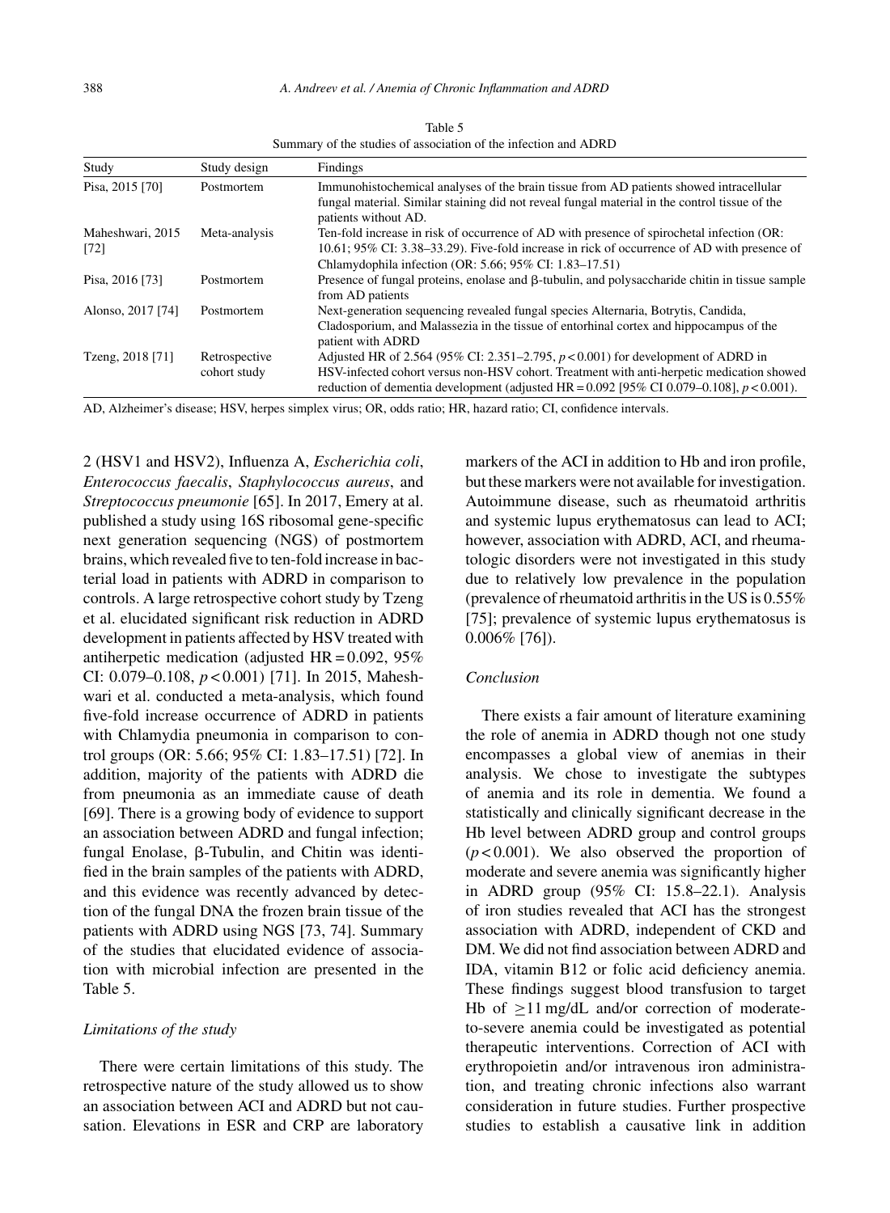Table 5
Summary of the studies of association of the infection and ADRD

| Study | Study design | Findings |
| --- | --- | --- |
| Pisa, 2015 [70] | Postmortem | Immunohistochemical analyses of the brain tissue from AD patients showed intracellular fungal material. Similar staining did not reveal fungal material in the control tissue of the patients without AD. |
| Maheshwari, 2015 [72] | Meta-analysis | Ten-fold increase in risk of occurrence of AD with presence of spirochetal infection (OR: 10.61; 95% CI: 3.38–33.29). Five-fold increase in rick of occurrence of AD with presence of Chlamydophila infection (OR: 5.66; 95% CI: 1.83–17.51) |
| Pisa, 2016 [73] | Postmortem | Presence of fungal proteins, enolase and β-tubulin, and polysaccharide chitin in tissue sample from AD patients |
| Alonso, 2017 [74] | Postmortem | Next-generation sequencing revealed fungal species Alternaria, Botrytis, Candida, Cladosporium, and Malassezia in the tissue of entorhinal cortex and hippocampus of the patient with ADRD |
| Tzeng, 2018 [71] | Retrospective cohort study | Adjusted HR of 2.564 (95% CI: 2.351–2.795, $p < 0.001$) for development of ADRD in HSV-infected cohort versus non-HSV cohort. Treatment with anti-herpetic medication showed reduction of dementia development (adjusted HR = 0.092 [95% CI 0.079–0.108], $p < 0.001$). |

AD, Alzheimer's disease; HSV, herpes simplex virus; OR, odds ratio; HR, hazard ratio; CI, confidence intervals.

2 (HSV1 and HSV2), Influenza A, *Escherichia coli*, *Enterococcus faecalis*, *Staphylococcus aureus*, and *Streptococcus pneumonie* [65]. In 2017, Emery at al. published a study using 16S ribosomal gene-specific next generation sequencing (NGS) of postmortem brains, which revealed five to ten-fold increase in bacterial load in patients with ADRD in comparison to controls. A large retrospective cohort study by Tzeng et al. elucidated significant risk reduction in ADRD development in patients affected by HSV treated with antiherpetic medication (adjusted HR = 0.092, 95% CI: 0.079–0.108, $p < 0.001$) [71]. In 2015, Maheshwari et al. conducted a meta-analysis, which found five-fold increase occurrence of ADRD in patients with Chlamydia pneumonia in comparison to control groups (OR: 5.66; 95% CI: 1.83–17.51) [72]. In addition, majority of the patients with ADRD die from pneumonia as an immediate cause of death [69]. There is a growing body of evidence to support an association between ADRD and fungal infection; fungal Enolase, β-Tubulin, and Chitin was identified in the brain samples of the patients with ADRD, and this evidence was recently advanced by detection of the fungal DNA the frozen brain tissue of the patients with ADRD using NGS [73, 74]. Summary of the studies that elucidated evidence of association with microbial infection are presented in the Table 5.

### *Limitations of the study*

There were certain limitations of this study. The retrospective nature of the study allowed us to show an association between ACI and ADRD but not causation. Elevations in ESR and CRP are laboratory markers of the ACI in addition to Hb and iron profile, but these markers were not available for investigation. Autoimmune disease, such as rheumatoid arthritis and systemic lupus erythematosus can lead to ACI; however, association with ADRD, ACI, and rheumatologic disorders were not investigated in this study due to relatively low prevalence in the population (prevalence of rheumatoid arthritis in the US is 0.55% [75]; prevalence of systemic lupus erythematosus is 0.006% [76]).

### *Conclusion*

There exists a fair amount of literature examining the role of anemia in ADRD though not one study encompasses a global view of anemias in their analysis. We chose to investigate the subtypes of anemia and its role in dementia. We found a statistically and clinically significant decrease in the Hb level between ADRD group and control groups ($p < 0.001$). We also observed the proportion of moderate and severe anemia was significantly higher in ADRD group (95% CI: 15.8–22.1). Analysis of iron studies revealed that ACI has the strongest association with ADRD, independent of CKD and DM. We did not find association between ADRD and IDA, vitamin B12 or folic acid deficiency anemia. These findings suggest blood transfusion to target Hb of $\geq$11 mg/dL and/or correction of moderate-to-severe anemia could be investigated as potential therapeutic interventions. Correction of ACI with erythropoietin and/or intravenous iron administration, and treating chronic infections also warrant consideration in future studies. Further prospective studies to establish a causative link in addition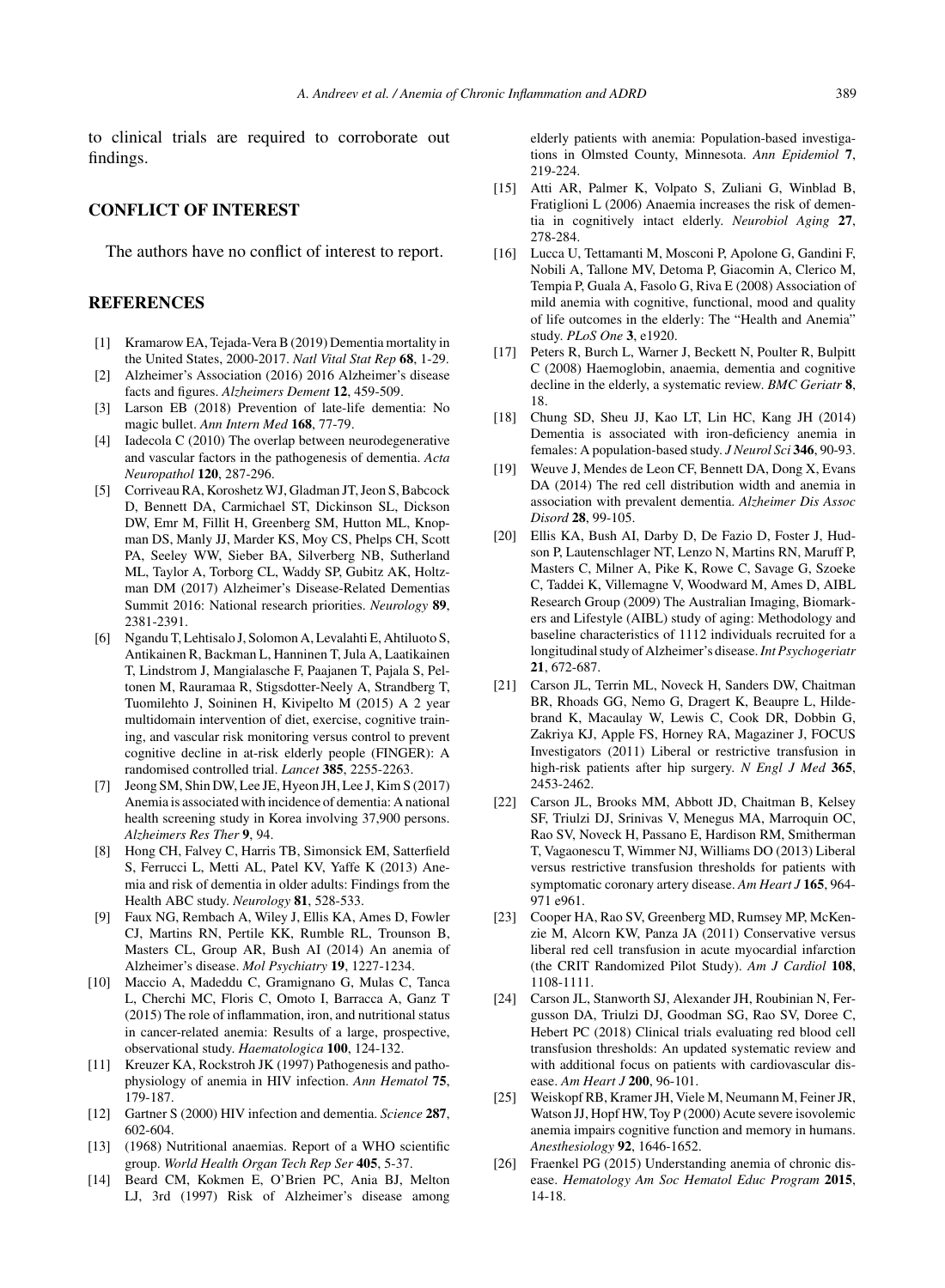to clinical trials are required to corroborate out findings.

## CONFLICT OF INTEREST

The authors have no conflict of interest to report.

## REFERENCES

[1] Kramarow EA, Tejada-Vera B (2019) Dementia mortality in the United States, 2000-2017. *Natl Vital Stat Rep* **68**, 1-29.

[2] Alzheimer's Association (2016) 2016 Alzheimer's disease facts and figures. *Alzheimers Dement* **12**, 459-509.

[3] Larson EB (2018) Prevention of late-life dementia: No magic bullet. *Ann Intern Med* **168**, 77-79.

[4] Iadecola C (2010) The overlap between neurodegenerative and vascular factors in the pathogenesis of dementia. *Acta Neuropathol* **120**, 287-296.

[5] Corriveau RA, Koroshetz WJ, Gladman JT, Jeon S, Babcock D, Bennett DA, Carmichael ST, Dickinson SL, Dickson DW, Emr M, Fillit H, Greenberg SM, Hutton ML, Knopman DS, Manly JJ, Marder KS, Moy CS, Phelps CH, Scott PA, Seeley WW, Sieber BA, Silverberg NB, Sutherland ML, Taylor A, Torborg CL, Waddy SP, Gubitz AK, Holtzman DM (2017) Alzheimer's Disease-Related Dementias Summit 2016: National research priorities. *Neurology* **89**, 2381-2391.

[6] Ngandu T, Lehtisalo J, Solomon A, Levalahti E, Ahtiluoto S, Antikainen R, Backman L, Hanninen T, Jula A, Laatikainen T, Lindstrom J, Mangialasche F, Paajanen T, Pajala S, Peltonen M, Rauramaa R, Stigsdotter-Neely A, Strandberg T, Tuomilehto J, Soininen H, Kivipelto M (2015) A 2 year multidomain intervention of diet, exercise, cognitive training, and vascular risk monitoring versus control to prevent cognitive decline in at-risk elderly people (FINGER): A randomised controlled trial. *Lancet* **385**, 2255-2263.

[7] Jeong SM, Shin DW, Lee JE, Hyeon JH, Lee J, Kim S (2017) Anemia is associated with incidence of dementia: A national health screening study in Korea involving 37,900 persons. *Alzheimers Res Ther* **9**, 94.

[8] Hong CH, Falvey C, Harris TB, Simonsick EM, Satterfield S, Ferrucci L, Metti AL, Patel KV, Yaffe K (2013) Anemia and risk of dementia in older adults: Findings from the Health ABC study. *Neurology* **81**, 528-533.

[9] Faux NG, Rembach A, Wiley J, Ellis KA, Ames D, Fowler CJ, Martins RN, Pertile KK, Rumble RL, Trounson B, Masters CL, Group AR, Bush AI (2014) An anemia of Alzheimer's disease. *Mol Psychiatry* **19**, 1227-1234.

[10] Maccio A, Madeddu C, Gramignano G, Mulas C, Tanca L, Cherchi MC, Floris C, Omoto I, Barracca A, Ganz T (2015) The role of inflammation, iron, and nutritional status in cancer-related anemia: Results of a large, prospective, observational study. *Haematologica* **100**, 124-132.

[11] Kreuzer KA, Rockstroh JK (1997) Pathogenesis and pathophysiology of anemia in HIV infection. *Ann Hematol* **75**, 179-187.

[12] Gartner S (2000) HIV infection and dementia. *Science* **287**, 602-604.

[13] (1968) Nutritional anaemias. Report of a WHO scientific group. *World Health Organ Tech Rep Ser* **405**, 5-37.

[14] Beard CM, Kokmen E, O'Brien PC, Ania BJ, Melton LJ, 3rd (1997) Risk of Alzheimer's disease among elderly patients with anemia: Population-based investigations in Olmsted County, Minnesota. *Ann Epidemiol* **7**, 219-224.

[15] Atti AR, Palmer K, Volpato S, Zuliani G, Winblad B, Fratiglioni L (2006) Anaemia increases the risk of dementia in cognitively intact elderly. *Neurobiol Aging* **27**, 278-284.

[16] Lucca U, Tettamanti M, Mosconi P, Apolone G, Gandini F, Nobili A, Tallone MV, Detoma P, Giacomin A, Clerico M, Tempia P, Guala A, Fasolo G, Riva E (2008) Association of mild anemia with cognitive, functional, mood and quality of life outcomes in the elderly: The "Health and Anemia" study. *PLoS One* **3**, e1920.

[17] Peters R, Burch L, Warner J, Beckett N, Poulter R, Bulpitt C (2008) Haemoglobin, anaemia, dementia and cognitive decline in the elderly, a systematic review. *BMC Geriatr* **8**, 18.

[18] Chung SD, Sheu JJ, Kao LT, Lin HC, Kang JH (2014) Dementia is associated with iron-deficiency anemia in females: A population-based study. *J Neurol Sci* **346**, 90-93.

[19] Weuve J, Mendes de Leon CF, Bennett DA, Dong X, Evans DA (2014) The red cell distribution width and anemia in association with prevalent dementia. *Alzheimer Dis Assoc Disord* **28**, 99-105.

[20] Ellis KA, Bush AI, Darby D, De Fazio D, Foster J, Hudson P, Lautenschlager NT, Lenzo N, Martins RN, Maruff P, Masters C, Milner A, Pike K, Rowe C, Savage G, Szoeke C, Taddei K, Villemagne V, Woodward M, Ames D, AIBL Research Group (2009) The Australian Imaging, Biomarkers and Lifestyle (AIBL) study of aging: Methodology and baseline characteristics of 1112 individuals recruited for a longitudinal study of Alzheimer's disease. *Int Psychogeriatr* **21**, 672-687.

[21] Carson JL, Terrin ML, Noveck H, Sanders DW, Chaitman BR, Rhoads GG, Nemo G, Dragert K, Beaupre L, Hildebrand K, Macaulay W, Lewis C, Cook DR, Dobbin G, Zakriya KJ, Apple FS, Horney RA, Magaziner J, FOCUS Investigators (2011) Liberal or restrictive transfusion in high-risk patients after hip surgery. *N Engl J Med* **365**, 2453-2462.

[22] Carson JL, Brooks MM, Abbott JD, Chaitman B, Kelsey SF, Triulzi DJ, Srinivas V, Menegus MA, Marroquin OC, Rao SV, Noveck H, Passano E, Hardison RM, Smitherman T, Vagaonescu T, Wimmer NJ, Williams DO (2013) Liberal versus restrictive transfusion thresholds for patients with symptomatic coronary artery disease. *Am Heart J* **165**, 964-971 e961.

[23] Cooper HA, Rao SV, Greenberg MD, Rumsey MP, McKenzie M, Alcorn KW, Panza JA (2011) Conservative versus liberal red cell transfusion in acute myocardial infarction (the CRIT Randomized Pilot Study). *Am J Cardiol* **108**, 1108-1111.

[24] Carson JL, Stanworth SJ, Alexander JH, Roubinian N, Fergusson DA, Triulzi DJ, Goodman SG, Rao SV, Doree C, Hebert PC (2018) Clinical trials evaluating red blood cell transfusion thresholds: An updated systematic review and with additional focus on patients with cardiovascular disease. *Am Heart J* **200**, 96-101.

[25] Weiskopf RB, Kramer JH, Viele M, Neumann M, Feiner JR, Watson JJ, Hopf HW, Toy P (2000) Acute severe isovolemic anemia impairs cognitive function and memory in humans. *Anesthesiology* **92**, 1646-1652.

[26] Fraenkel PG (2015) Understanding anemia of chronic disease. *Hematology Am Soc Hematol Educ Program* **2015**, 14-18.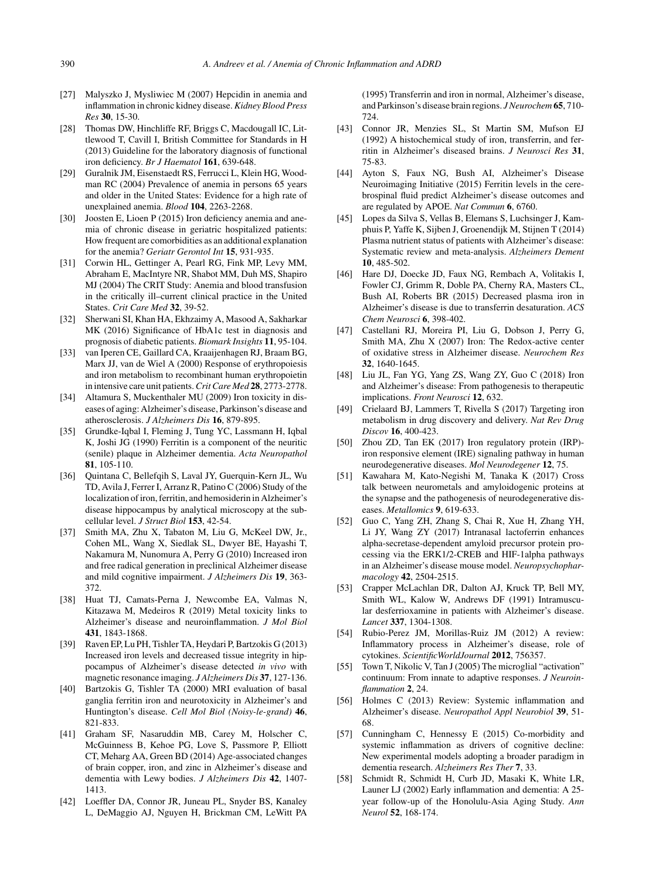[27] Malyszko J, Mysliwiec M (2007) Hepcidin in anemia and inflammation in chronic kidney disease. *Kidney Blood Press Res* **30**, 15-30.

[28] Thomas DW, Hinchliffe RF, Briggs C, Macdougall IC, Littlewood T, Cavill I, British Committee for Standards in H (2013) Guideline for the laboratory diagnosis of functional iron deficiency. *Br J Haematol* **161**, 639-648.

[29] Guralnik JM, Eisenstaedt RS, Ferrucci L, Klein HG, Woodman RC (2004) Prevalence of anemia in persons 65 years and older in the United States: Evidence for a high rate of unexplained anemia. *Blood* **104**, 2263-2268.

[30] Joosten E, Lioen P (2015) Iron deficiency anemia and anemia of chronic disease in geriatric hospitalized patients: How frequent are comorbidities as an additional explanation for the anemia? *Geriatr Gerontol Int* **15**, 931-935.

[31] Corwin HL, Gettinger A, Pearl RG, Fink MP, Levy MM, Abraham E, MacIntyre NR, Shabot MM, Duh MS, Shapiro MJ (2004) The CRIT Study: Anemia and blood transfusion in the critically ill–current clinical practice in the United States. *Crit Care Med* **32**, 39-52.

[32] Sherwani SI, Khan HA, Ekhzaimy A, Masood A, Sakharkar MK (2016) Significance of HbA1c test in diagnosis and prognosis of diabetic patients. *Biomark Insights* **11**, 95-104.

[33] van Iperen CE, Gaillard CA, Kraaijenhagen RJ, Braam BG, Marx JJ, van de Wiel A (2000) Response of erythropoiesis and iron metabolism to recombinant human erythropoietin in intensive care unit patients. *Crit Care Med* **28**, 2773-2778.

[34] Altamura S, Muckenthaler MU (2009) Iron toxicity in diseases of aging: Alzheimer's disease, Parkinson's disease and atherosclerosis. *J Alzheimers Dis* **16**, 879-895.

[35] Grundke-Iqbal I, Fleming J, Tung YC, Lassmann H, Iqbal K, Joshi JG (1990) Ferritin is a component of the neuritic (senile) plaque in Alzheimer dementia. *Acta Neuropathol* **81**, 105-110.

[36] Quintana C, Bellefqih S, Laval JY, Guerquin-Kern JL, Wu TD, Avila J, Ferrer I, Arranz R, Patino C (2006) Study of the localization of iron, ferritin, and hemosiderin in Alzheimer's disease hippocampus by analytical microscopy at the subcellular level. *J Struct Biol* **153**, 42-54.

[37] Smith MA, Zhu X, Tabaton M, Liu G, McKeel DW, Jr., Cohen ML, Wang X, Siedlak SL, Dwyer BE, Hayashi T, Nakamura M, Nunomura A, Perry G (2010) Increased iron and free radical generation in preclinical Alzheimer disease and mild cognitive impairment. *J Alzheimers Dis* **19**, 363-372.

[38] Huat TJ, Camats-Perna J, Newcombe EA, Valmas N, Kitazawa M, Medeiros R (2019) Metal toxicity links to Alzheimer's disease and neuroinflammation. *J Mol Biol* **431**, 1843-1868.

[39] Raven EP, Lu PH, Tishler TA, Heydari P, Bartzokis G (2013) Increased iron levels and decreased tissue integrity in hippocampus of Alzheimer's disease detected *in vivo* with magnetic resonance imaging. *J Alzheimers Dis* **37**, 127-136.

[40] Bartzokis G, Tishler TA (2000) MRI evaluation of basal ganglia ferritin iron and neurotoxicity in Alzheimer's and Huntington's disease. *Cell Mol Biol (Noisy-le-grand)* **46**, 821-833.

[41] Graham SF, Nasaruddin MB, Carey M, Holscher C, McGuinness B, Kehoe PG, Love S, Passmore P, Elliott CT, Meharg AA, Green BD (2014) Age-associated changes of brain copper, iron, and zinc in Alzheimer's disease and dementia with Lewy bodies. *J Alzheimers Dis* **42**, 1407-1413.

[42] Loeffler DA, Connor JR, Juneau PL, Snyder BS, Kanaley L, DeMaggio AJ, Nguyen H, Brickman CM, LeWitt PA (1995) Transferrin and iron in normal, Alzheimer's disease, and Parkinson's disease brain regions. *J Neurochem* **65**, 710-724.

[43] Connor JR, Menzies SL, St Martin SM, Mufson EJ (1992) A histochemical study of iron, transferrin, and ferritin in Alzheimer's diseased brains. *J Neurosci Res* **31**, 75-83.

[44] Ayton S, Faux NG, Bush AI, Alzheimer's Disease Neuroimaging Initiative (2015) Ferritin levels in the cerebrospinal fluid predict Alzheimer's disease outcomes and are regulated by APOE. *Nat Commun* **6**, 6760.

[45] Lopes da Silva S, Vellas B, Elemans S, Luchsinger J, Kamphuis P, Yaffe K, Sijben J, Groenendijk M, Stijnen T (2014) Plasma nutrient status of patients with Alzheimer's disease: Systematic review and meta-analysis. *Alzheimers Dement* **10**, 485-502.

[46] Hare DJ, Doecke JD, Faux NG, Rembach A, Volitakis I, Fowler CJ, Grimm R, Doble PA, Cherny RA, Masters CL, Bush AI, Roberts BR (2015) Decreased plasma iron in Alzheimer's disease is due to transferrin desaturation. *ACS Chem Neurosci* **6**, 398-402.

[47] Castellani RJ, Moreira PI, Liu G, Dobson J, Perry G, Smith MA, Zhu X (2007) Iron: The Redox-active center of oxidative stress in Alzheimer disease. *Neurochem Res* **32**, 1640-1645.

[48] Liu JL, Fan YG, Yang ZS, Wang ZY, Guo C (2018) Iron and Alzheimer's disease: From pathogenesis to therapeutic implications. *Front Neurosci* **12**, 632.

[49] Crielaard BJ, Lammers T, Rivella S (2017) Targeting iron metabolism in drug discovery and delivery. *Nat Rev Drug Discov* **16**, 400-423.

[50] Zhou ZD, Tan EK (2017) Iron regulatory protein (IRP)-iron responsive element (IRE) signaling pathway in human neurodegenerative diseases. *Mol Neurodegener* **12**, 75.

[51] Kawahara M, Kato-Negishi M, Tanaka K (2017) Cross talk between neurometals and amyloidogenic proteins at the synapse and the pathogenesis of neurodegenerative diseases. *Metallomics* **9**, 619-633.

[52] Guo C, Yang ZH, Zhang S, Chai R, Xue H, Zhang YH, Li JY, Wang ZY (2017) Intranasal lactoferrin enhances alpha-secretase-dependent amyloid precursor protein processing via the ERK1/2-CREB and HIF-1alpha pathways in an Alzheimer's disease mouse model. *Neuropsychopharmacology* **42**, 2504-2515.

[53] Crapper McLachlan DR, Dalton AJ, Kruck TP, Bell MY, Smith WL, Kalow W, Andrews DF (1991) Intramuscular desferrioxamine in patients with Alzheimer's disease. *Lancet* **337**, 1304-1308.

[54] Rubio-Perez JM, Morillas-Ruiz JM (2012) A review: Inflammatory process in Alzheimer's disease, role of cytokines. *ScientificWorldJournal* **2012**, 756357.

[55] Town T, Nikolic V, Tan J (2005) The microglial "activation" continuum: From innate to adaptive responses. *J Neuroinflammation* **2**, 24.

[56] Holmes C (2013) Review: Systemic inflammation and Alzheimer's disease. *Neuropathol Appl Neurobiol* **39**, 51-68.

[57] Cunningham C, Hennessy E (2015) Co-morbidity and systemic inflammation as drivers of cognitive decline: New experimental models adopting a broader paradigm in dementia research. *Alzheimers Res Ther* **7**, 33.

[58] Schmidt R, Schmidt H, Curb JD, Masaki K, White LR, Launer LJ (2002) Early inflammation and dementia: A 25-year follow-up of the Honolulu-Asia Aging Study. *Ann Neurol* **52**, 168-174.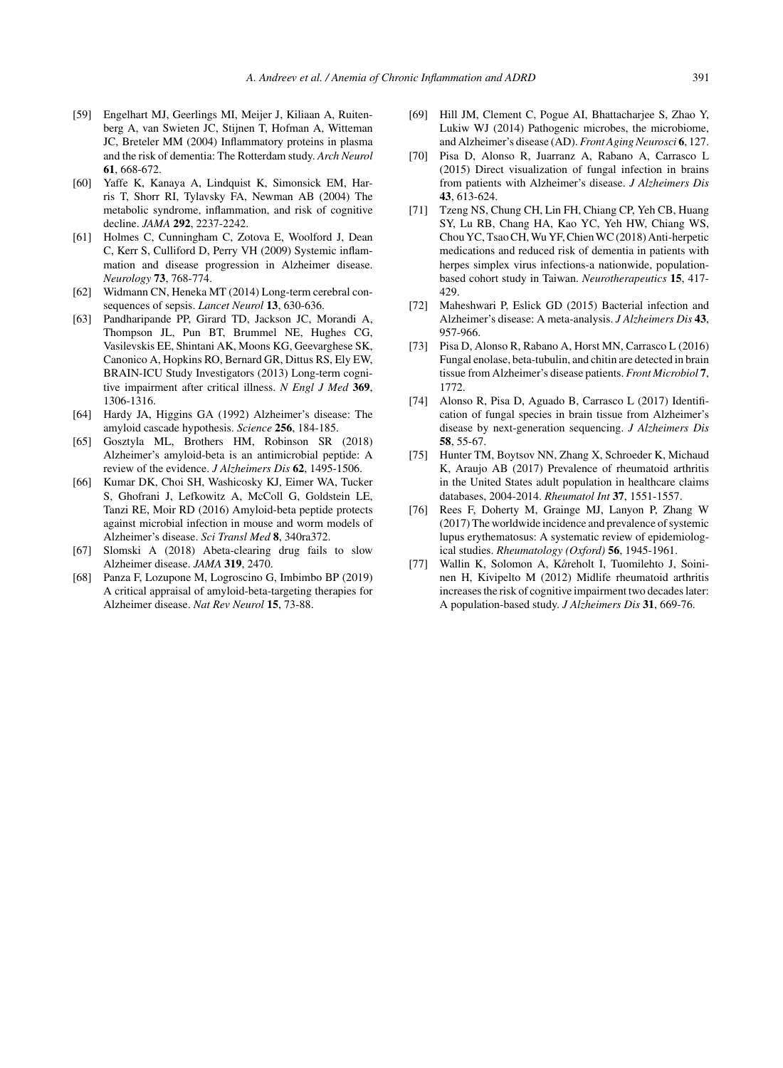[59] Engelhart MJ, Geerlings MI, Meijer J, Kiliaan A, Ruitenberg A, van Swieten JC, Stijnen T, Hofman A, Witteman JC, Breteler MM (2004) Inflammatory proteins in plasma and the risk of dementia: The Rotterdam study. *Arch Neurol* **61**, 668-672.

[60] Yaffe K, Kanaya A, Lindquist K, Simonsick EM, Harris T, Shorr RI, Tylavsky FA, Newman AB (2004) The metabolic syndrome, inflammation, and risk of cognitive decline. *JAMA* **292**, 2237-2242.

[61] Holmes C, Cunningham C, Zotova E, Woolford J, Dean C, Kerr S, Culliford D, Perry VH (2009) Systemic inflammation and disease progression in Alzheimer disease. *Neurology* **73**, 768-774.

[62] Widmann CN, Heneka MT (2014) Long-term cerebral consequences of sepsis. *Lancet Neurol* **13**, 630-636.

[63] Pandharipande PP, Girard TD, Jackson JC, Morandi A, Thompson JL, Pun BT, Brummel NE, Hughes CG, Vasilevskis EE, Shintani AK, Moons KG, Geevarghese SK, Canonico A, Hopkins RO, Bernard GR, Dittus RS, Ely EW, BRAIN-ICU Study Investigators (2013) Long-term cognitive impairment after critical illness. *N Engl J Med* **369**, 1306-1316.

[64] Hardy JA, Higgins GA (1992) Alzheimer's disease: The amyloid cascade hypothesis. *Science* **256**, 184-185.

[65] Gosztyla ML, Brothers HM, Robinson SR (2018) Alzheimer's amyloid-beta is an antimicrobial peptide: A review of the evidence. *J Alzheimers Dis* **62**, 1495-1506.

[66] Kumar DK, Choi SH, Washicosky KJ, Eimer WA, Tucker S, Ghofrani J, Lefkowitz A, McColl G, Goldstein LE, Tanzi RE, Moir RD (2016) Amyloid-beta peptide protects against microbial infection in mouse and worm models of Alzheimer's disease. *Sci Transl Med* **8**, 340ra372.

[67] Slomski A (2018) Abeta-clearing drug fails to slow Alzheimer disease. *JAMA* **319**, 2470.

[68] Panza F, Lozupone M, Logroscino G, Imbimbo BP (2019) A critical appraisal of amyloid-beta-targeting therapies for Alzheimer disease. *Nat Rev Neurol* **15**, 73-88.

[69] Hill JM, Clement C, Pogue AI, Bhattacharjee S, Zhao Y, Lukiw WJ (2014) Pathogenic microbes, the microbiome, and Alzheimer's disease (AD). *Front Aging Neurosci* **6**, 127.

[70] Pisa D, Alonso R, Juarranz A, Rabano A, Carrasco L (2015) Direct visualization of fungal infection in brains from patients with Alzheimer's disease. *J Alzheimers Dis* **43**, 613-624.

[71] Tzeng NS, Chung CH, Lin FH, Chiang CP, Yeh CB, Huang SY, Lu RB, Chang HA, Kao YC, Yeh HW, Chiang WS, Chou YC, Tsao CH, Wu YF, Chien WC (2018) Anti-herpetic medications and reduced risk of dementia in patients with herpes simplex virus infections-a nationwide, population-based cohort study in Taiwan. *Neurotherapeutics* **15**, 417-429.

[72] Maheshwari P, Eslick GD (2015) Bacterial infection and Alzheimer's disease: A meta-analysis. *J Alzheimers Dis* **43**, 957-966.

[73] Pisa D, Alonso R, Rabano A, Horst MN, Carrasco L (2016) Fungal enolase, beta-tubulin, and chitin are detected in brain tissue from Alzheimer's disease patients. *Front Microbiol* **7**, 1772.

[74] Alonso R, Pisa D, Aguado B, Carrasco L (2017) Identification of fungal species in brain tissue from Alzheimer's disease by next-generation sequencing. *J Alzheimers Dis* **58**, 55-67.

[75] Hunter TM, Boytsov NN, Zhang X, Schroeder K, Michaud K, Araujo AB (2017) Prevalence of rheumatoid arthritis in the United States adult population in healthcare claims databases, 2004-2014. *Rheumatol Int* **37**, 1551-1557.

[76] Rees F, Doherty M, Grainge MJ, Lanyon P, Zhang W (2017) The worldwide incidence and prevalence of systemic lupus erythematosus: A systematic review of epidemiological studies. *Rheumatology (Oxford)* **56**, 1945-1961.

[77] Wallin K, Solomon A, Kåreholt I, Tuomilehto J, Soininen H, Kivipelto M (2012) Midlife rheumatoid arthritis increases the risk of cognitive impairment two decades later: A population-based study. *J Alzheimers Dis* **31**, 669-76.